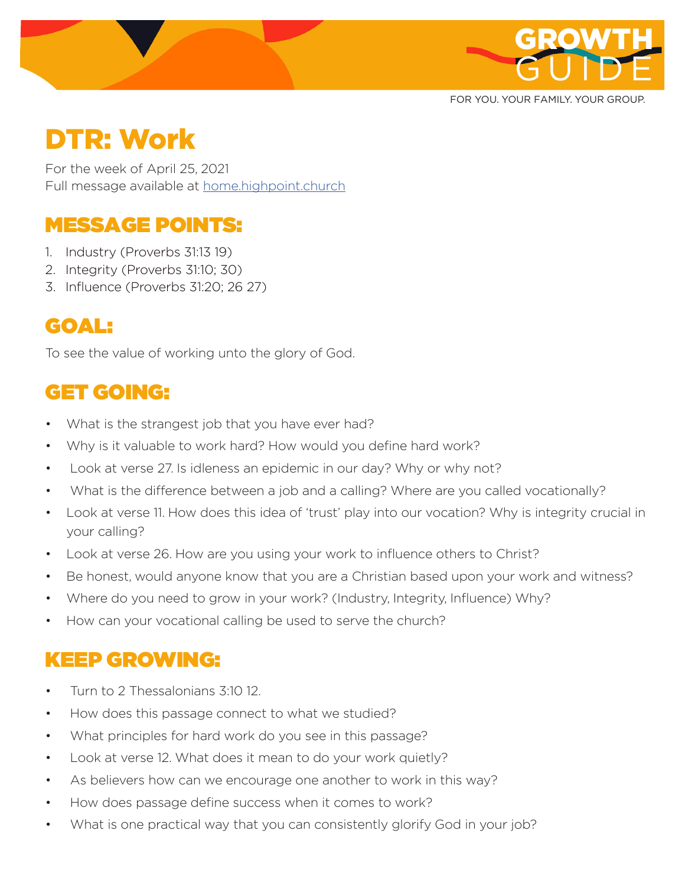GROWTH GUIDE

FOR YOU. YOUR FAMILY. YOUR GROUP.

# DTR: Work

For the week of April 25, 2021
Full message available at home.highpoint.church

## MESSAGE POINTS:

1. Industry (Proverbs 31:13 19)
2. Integrity (Proverbs 31:10; 30)
3. Influence (Proverbs 31:20; 26 27)

## GOAL:

To see the value of working unto the glory of God.

## GET GOING:

- What is the strangest job that you have ever had?
- Why is it valuable to work hard? How would you define hard work?
- Look at verse 27. Is idleness an epidemic in our day? Why or why not?
- What is the difference between a job and a calling? Where are you called vocationally?
- Look at verse 11. How does this idea of 'trust' play into our vocation? Why is integrity crucial in your calling?
- Look at verse 26. How are you using your work to influence others to Christ?
- Be honest, would anyone know that you are a Christian based upon your work and witness?
- Where do you need to grow in your work? (Industry, Integrity, Influence) Why?
- How can your vocational calling be used to serve the church?

## KEEP GROWING:

- Turn to 2 Thessalonians 3:10 12.
- How does this passage connect to what we studied?
- What principles for hard work do you see in this passage?
- Look at verse 12. What does it mean to do your work quietly?
- As believers how can we encourage one another to work in this way?
- How does passage define success when it comes to work?
- What is one practical way that you can consistently glorify God in your job?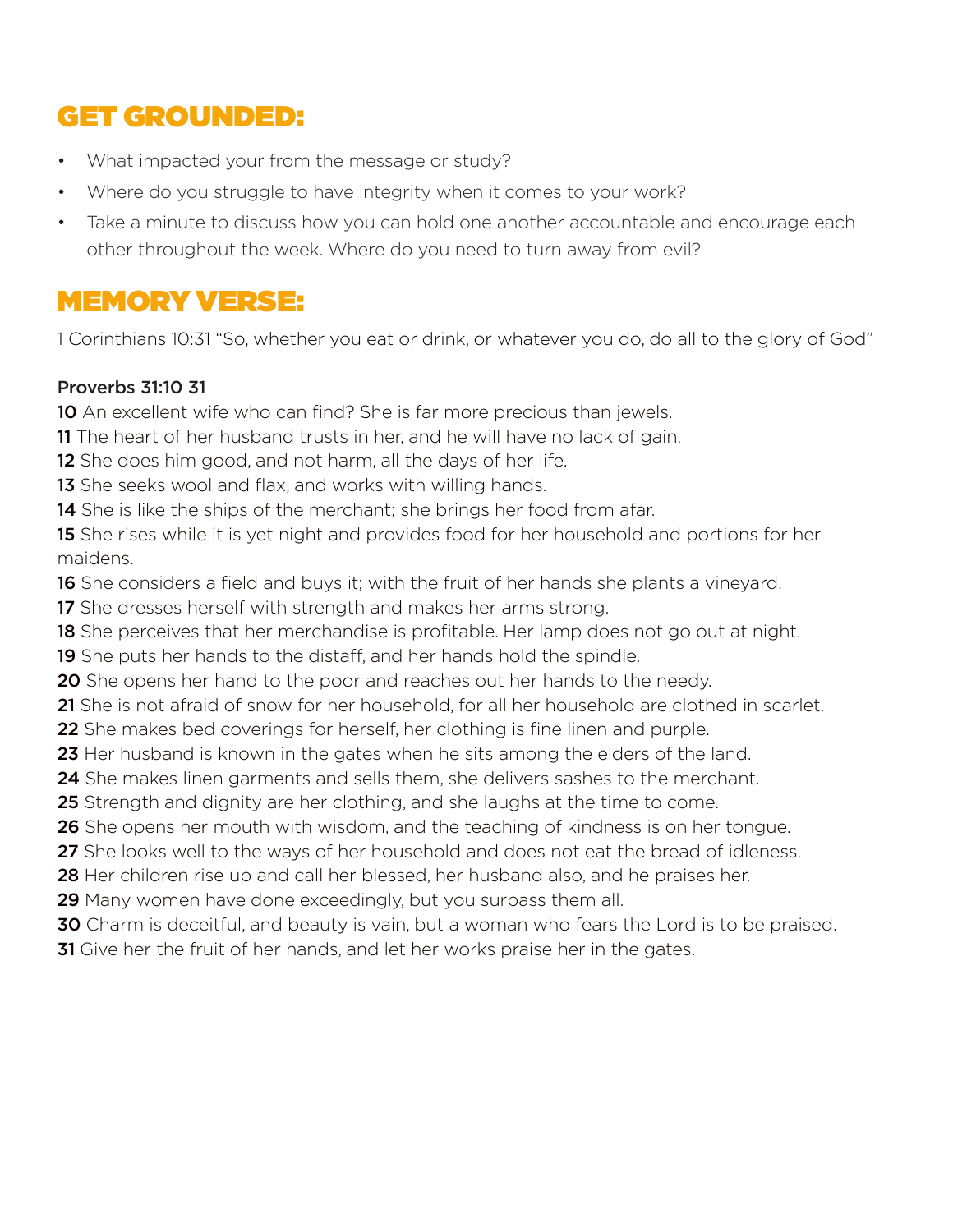## GET GROUNDED:

- What impacted your from the message or study?
- Where do you struggle to have integrity when it comes to your work?
- Take a minute to discuss how you can hold one another accountable and encourage each other throughout the week. Where do you need to turn away from evil?

## MEMORY VERSE:

1 Corinthians 10:31 "So, whether you eat or drink, or whatever you do, do all to the glory of God"

**Proverbs 31:10 31**

**10** An excellent wife who can find? She is far more precious than jewels.
**11** The heart of her husband trusts in her, and he will have no lack of gain.
**12** She does him good, and not harm, all the days of her life.
**13** She seeks wool and flax, and works with willing hands.
**14** She is like the ships of the merchant; she brings her food from afar.
**15** She rises while it is yet night and provides food for her household and portions for her maidens.
**16** She considers a field and buys it; with the fruit of her hands she plants a vineyard.
**17** She dresses herself with strength and makes her arms strong.
**18** She perceives that her merchandise is profitable. Her lamp does not go out at night.
**19** She puts her hands to the distaff, and her hands hold the spindle.
**20** She opens her hand to the poor and reaches out her hands to the needy.
**21** She is not afraid of snow for her household, for all her household are clothed in scarlet.
**22** She makes bed coverings for herself, her clothing is fine linen and purple.
**23** Her husband is known in the gates when he sits among the elders of the land.
**24** She makes linen garments and sells them, she delivers sashes to the merchant.
**25** Strength and dignity are her clothing, and she laughs at the time to come.
**26** She opens her mouth with wisdom, and the teaching of kindness is on her tongue.
**27** She looks well to the ways of her household and does not eat the bread of idleness.
**28** Her children rise up and call her blessed, her husband also, and he praises her.
**29** Many women have done exceedingly, but you surpass them all.
**30** Charm is deceitful, and beauty is vain, but a woman who fears the Lord is to be praised.
**31** Give her the fruit of her hands, and let her works praise her in the gates.